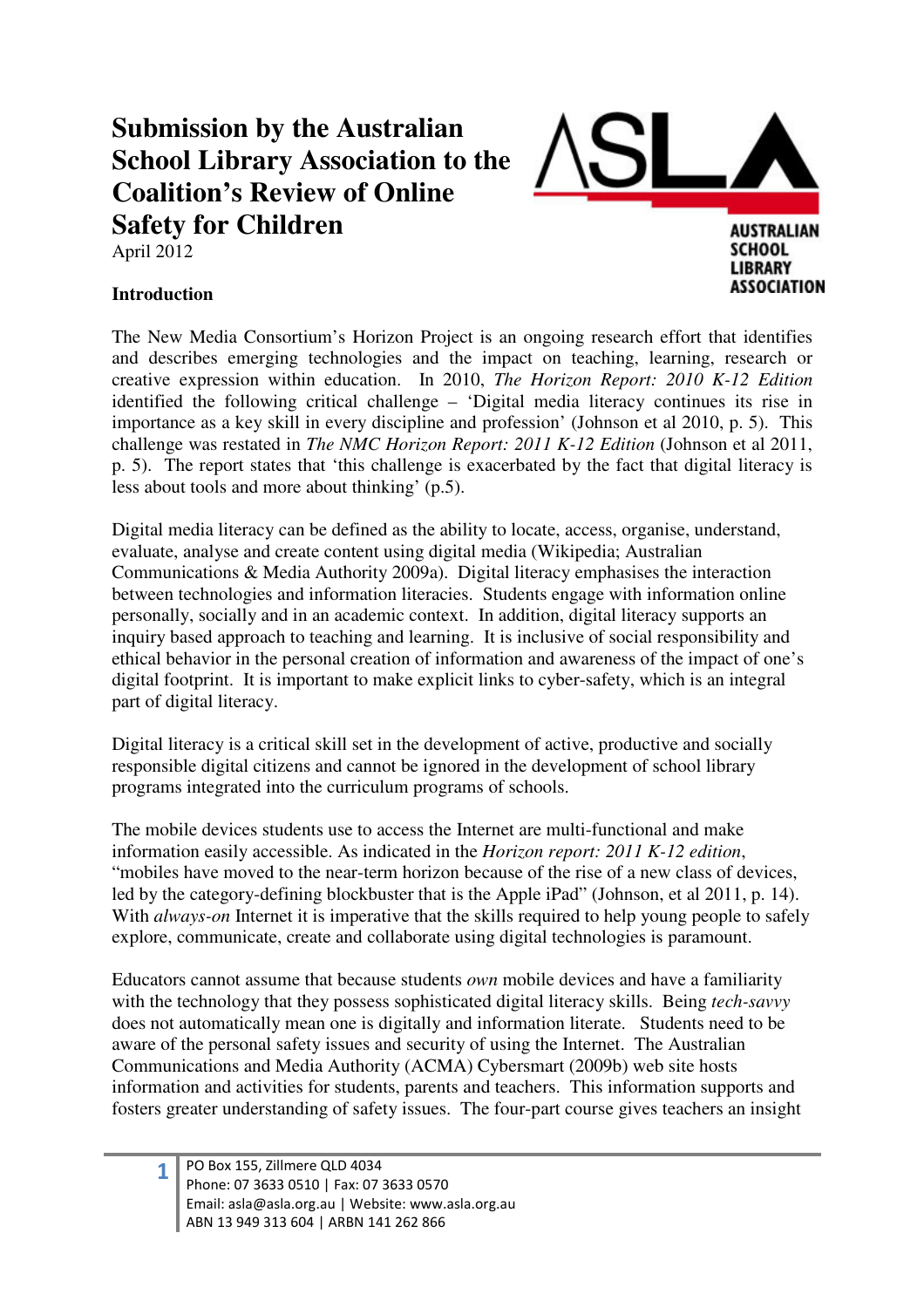# Submission by the Australian School Library Association to the Coalition's Review of Online Safety for Children

April 2012

**Introduction**

The New Media Consortium's Horizon Project is an ongoing research effort that identifies and describes emerging technologies and the impact on teaching, learning, research or creative expression within education. In 2010, *The Horizon Report: 2010 K-12 Edition* identified the following critical challenge – 'Digital media literacy continues its rise in importance as a key skill in every discipline and profession' (Johnson et al 2010, p. 5). This challenge was restated in *The NMC Horizon Report: 2011 K-12 Edition* (Johnson et al 2011, p. 5). The report states that 'this challenge is exacerbated by the fact that digital literacy is less about tools and more about thinking' (p.5).

Digital media literacy can be defined as the ability to locate, access, organise, understand, evaluate, analyse and create content using digital media (Wikipedia; Australian Communications & Media Authority 2009a). Digital literacy emphasises the interaction between technologies and information literacies. Students engage with information online personally, socially and in an academic context. In addition, digital literacy supports an inquiry based approach to teaching and learning. It is inclusive of social responsibility and ethical behavior in the personal creation of information and awareness of the impact of one's digital footprint. It is important to make explicit links to cyber-safety, which is an integral part of digital literacy.

Digital literacy is a critical skill set in the development of active, productive and socially responsible digital citizens and cannot be ignored in the development of school library programs integrated into the curriculum programs of schools.

The mobile devices students use to access the Internet are multi-functional and make information easily accessible. As indicated in the *Horizon report: 2011 K-12 edition*, "mobiles have moved to the near-term horizon because of the rise of a new class of devices, led by the category-defining blockbuster that is the Apple iPad" (Johnson, et al 2011, p. 14). With *always-on* Internet it is imperative that the skills required to help young people to safely explore, communicate, create and collaborate using digital technologies is paramount.

Educators cannot assume that because students *own* mobile devices and have a familiarity with the technology that they possess sophisticated digital literacy skills. Being *tech-savvy* does not automatically mean one is digitally and information literate. Students need to be aware of the personal safety issues and security of using the Internet. The Australian Communications and Media Authority (ACMA) Cybersmart (2009b) web site hosts information and activities for students, parents and teachers. This information supports and fosters greater understanding of safety issues. The four-part course gives teachers an insight

PO Box 155, Zillmere QLD 4034
Phone: 07 3633 0510 | Fax: 07 3633 0570
Email: asla@asla.org.au | Website: www.asla.org.au
ABN 13 949 313 604 | ARBN 141 262 866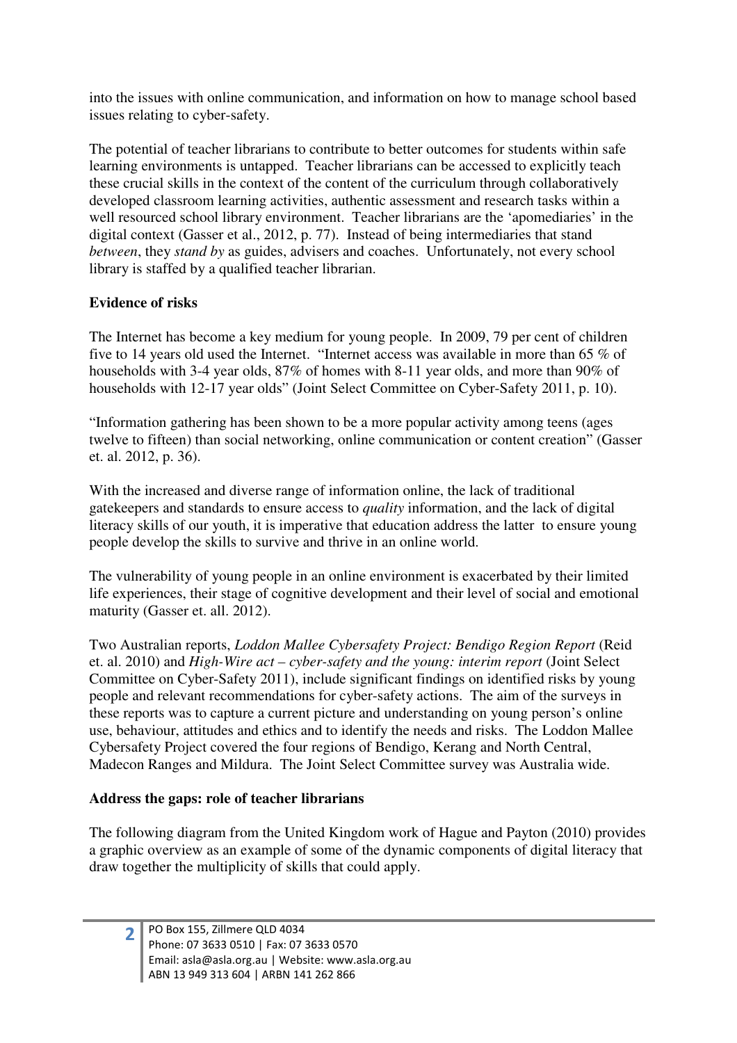into the issues with online communication, and information on how to manage school based issues relating to cyber-safety.

The potential of teacher librarians to contribute to better outcomes for students within safe learning environments is untapped. Teacher librarians can be accessed to explicitly teach these crucial skills in the context of the content of the curriculum through collaboratively developed classroom learning activities, authentic assessment and research tasks within a well resourced school library environment. Teacher librarians are the 'apomediaries' in the digital context (Gasser et al., 2012, p. 77). Instead of being intermediaries that stand *between*, they *stand by* as guides, advisers and coaches. Unfortunately, not every school library is staffed by a qualified teacher librarian.

**Evidence of risks**

The Internet has become a key medium for young people. In 2009, 79 per cent of children five to 14 years old used the Internet. "Internet access was available in more than 65 % of households with 3-4 year olds, 87% of homes with 8-11 year olds, and more than 90% of households with 12-17 year olds" (Joint Select Committee on Cyber-Safety 2011, p. 10).

"Information gathering has been shown to be a more popular activity among teens (ages twelve to fifteen) than social networking, online communication or content creation" (Gasser et. al. 2012, p. 36).

With the increased and diverse range of information online, the lack of traditional gatekeepers and standards to ensure access to *quality* information, and the lack of digital literacy skills of our youth, it is imperative that education address the latter to ensure young people develop the skills to survive and thrive in an online world.

The vulnerability of young people in an online environment is exacerbated by their limited life experiences, their stage of cognitive development and their level of social and emotional maturity (Gasser et. all. 2012).

Two Australian reports, *Loddon Mallee Cybersafety Project: Bendigo Region Report* (Reid et. al. 2010) and *High-Wire act – cyber-safety and the young: interim report* (Joint Select Committee on Cyber-Safety 2011), include significant findings on identified risks by young people and relevant recommendations for cyber-safety actions. The aim of the surveys in these reports was to capture a current picture and understanding on young person's online use, behaviour, attitudes and ethics and to identify the needs and risks. The Loddon Mallee Cybersafety Project covered the four regions of Bendigo, Kerang and North Central, Madecon Ranges and Mildura. The Joint Select Committee survey was Australia wide.

**Address the gaps: role of teacher librarians**

The following diagram from the United Kingdom work of Hague and Payton (2010) provides a graphic overview as an example of some of the dynamic components of digital literacy that draw together the multiplicity of skills that could apply.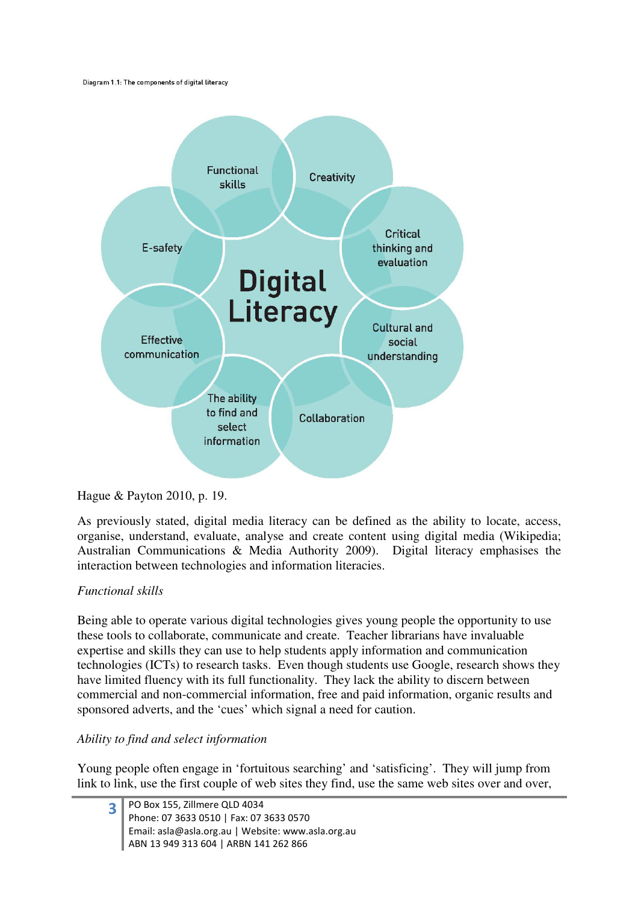Diagram 1.1: The components of digital literacy

Digital Literacy

Functional skills

Creativity

Critical thinking and evaluation

Cultural and social understanding

Collaboration

The ability to find and select information

Effective communication

E-safety

Hague & Payton 2010, p. 19.

As previously stated, digital media literacy can be defined as the ability to locate, access, organise, understand, evaluate, analyse and create content using digital media (Wikipedia; Australian Communications & Media Authority 2009). Digital literacy emphasises the interaction between technologies and information literacies.

*Functional skills*

Being able to operate various digital technologies gives young people the opportunity to use these tools to collaborate, communicate and create. Teacher librarians have invaluable expertise and skills they can use to help students apply information and communication technologies (ICTs) to research tasks. Even though students use Google, research shows they have limited fluency with its full functionality. They lack the ability to discern between commercial and non-commercial information, free and paid information, organic results and sponsored adverts, and the 'cues' which signal a need for caution.

*Ability to find and select information*

Young people often engage in 'fortuitous searching' and 'satisficing'. They will jump from link to link, use the first couple of web sites they find, use the same web sites over and over,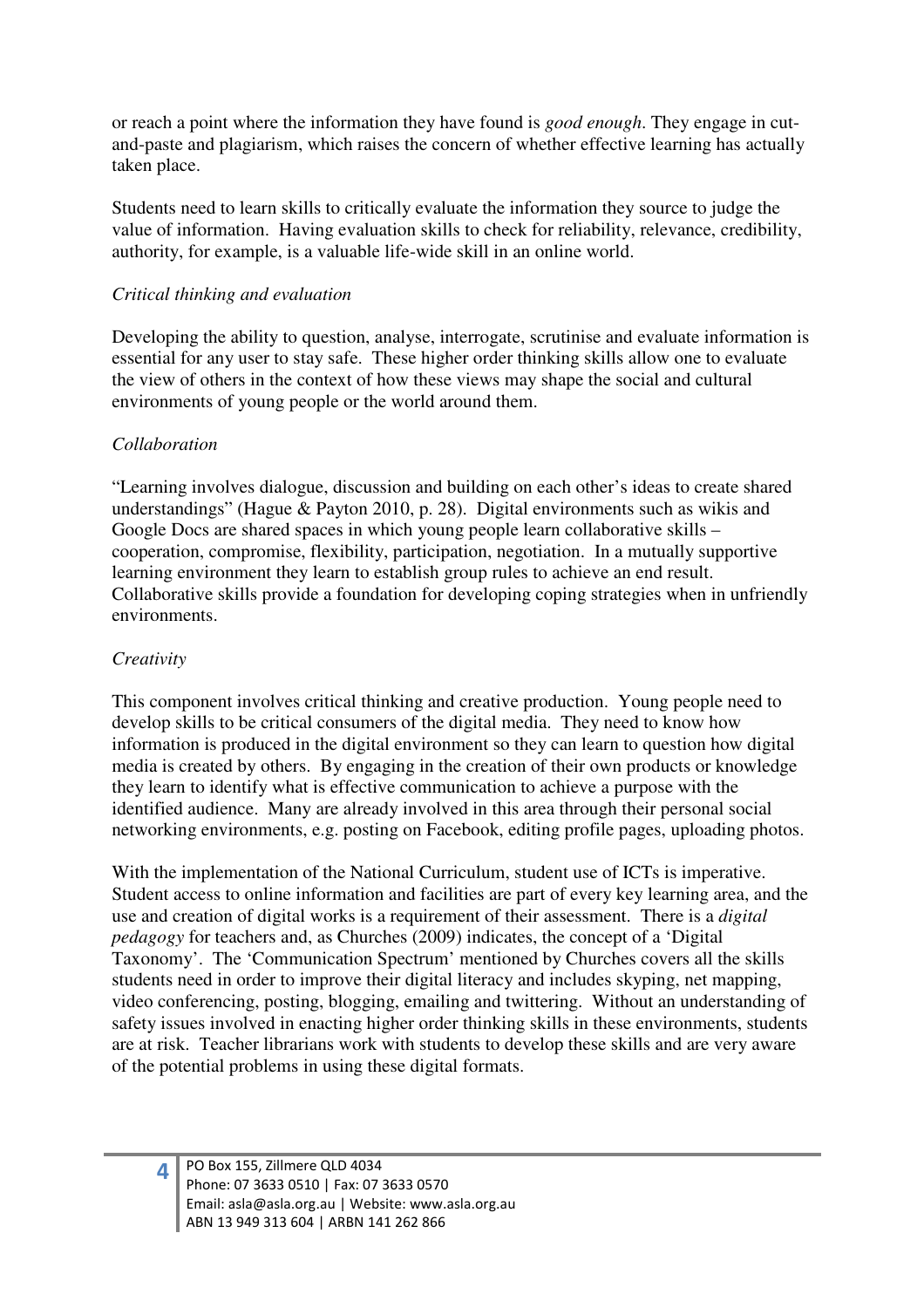or reach a point where the information they have found is *good enough*. They engage in cut-and-paste and plagiarism, which raises the concern of whether effective learning has actually taken place.

Students need to learn skills to critically evaluate the information they source to judge the value of information. Having evaluation skills to check for reliability, relevance, credibility, authority, for example, is a valuable life-wide skill in an online world.

*Critical thinking and evaluation*

Developing the ability to question, analyse, interrogate, scrutinise and evaluate information is essential for any user to stay safe. These higher order thinking skills allow one to evaluate the view of others in the context of how these views may shape the social and cultural environments of young people or the world around them.

*Collaboration*

"Learning involves dialogue, discussion and building on each other's ideas to create shared understandings" (Hague & Payton 2010, p. 28). Digital environments such as wikis and Google Docs are shared spaces in which young people learn collaborative skills – cooperation, compromise, flexibility, participation, negotiation. In a mutually supportive learning environment they learn to establish group rules to achieve an end result. Collaborative skills provide a foundation for developing coping strategies when in unfriendly environments.

*Creativity*

This component involves critical thinking and creative production. Young people need to develop skills to be critical consumers of the digital media. They need to know how information is produced in the digital environment so they can learn to question how digital media is created by others. By engaging in the creation of their own products or knowledge they learn to identify what is effective communication to achieve a purpose with the identified audience. Many are already involved in this area through their personal social networking environments, e.g. posting on Facebook, editing profile pages, uploading photos.

With the implementation of the National Curriculum, student use of ICTs is imperative. Student access to online information and facilities are part of every key learning area, and the use and creation of digital works is a requirement of their assessment. There is a *digital pedagogy* for teachers and, as Churches (2009) indicates, the concept of a 'Digital Taxonomy'. The 'Communication Spectrum' mentioned by Churches covers all the skills students need in order to improve their digital literacy and includes skyping, net mapping, video conferencing, posting, blogging, emailing and twittering. Without an understanding of safety issues involved in enacting higher order thinking skills in these environments, students are at risk. Teacher librarians work with students to develop these skills and are very aware of the potential problems in using these digital formats.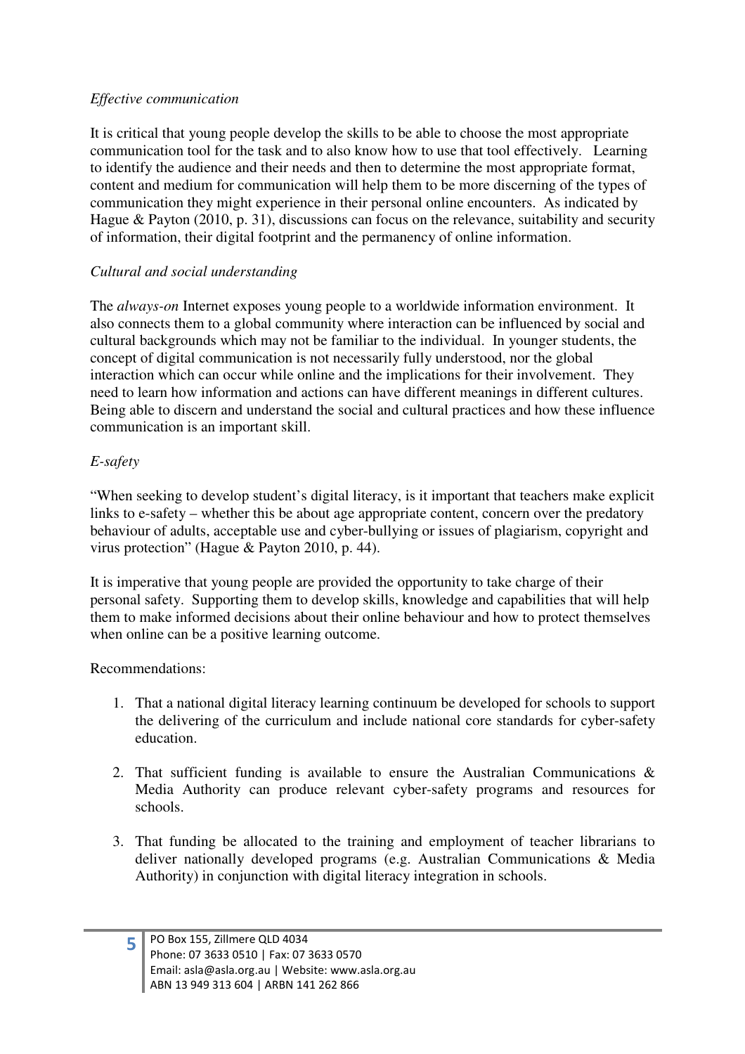*Effective communication*

It is critical that young people develop the skills to be able to choose the most appropriate communication tool for the task and to also know how to use that tool effectively. Learning to identify the audience and their needs and then to determine the most appropriate format, content and medium for communication will help them to be more discerning of the types of communication they might experience in their personal online encounters. As indicated by Hague & Payton (2010, p. 31), discussions can focus on the relevance, suitability and security of information, their digital footprint and the permanency of online information.

*Cultural and social understanding*

The *always-on* Internet exposes young people to a worldwide information environment. It also connects them to a global community where interaction can be influenced by social and cultural backgrounds which may not be familiar to the individual. In younger students, the concept of digital communication is not necessarily fully understood, nor the global interaction which can occur while online and the implications for their involvement. They need to learn how information and actions can have different meanings in different cultures. Being able to discern and understand the social and cultural practices and how these influence communication is an important skill.

*E-safety*

"When seeking to develop student's digital literacy, is it important that teachers make explicit links to e-safety – whether this be about age appropriate content, concern over the predatory behaviour of adults, acceptable use and cyber-bullying or issues of plagiarism, copyright and virus protection" (Hague & Payton 2010, p. 44).

It is imperative that young people are provided the opportunity to take charge of their personal safety. Supporting them to develop skills, knowledge and capabilities that will help them to make informed decisions about their online behaviour and how to protect themselves when online can be a positive learning outcome.

Recommendations:

1. That a national digital literacy learning continuum be developed for schools to support the delivering of the curriculum and include national core standards for cyber-safety education.

2. That sufficient funding is available to ensure the Australian Communications & Media Authority can produce relevant cyber-safety programs and resources for schools.

3. That funding be allocated to the training and employment of teacher librarians to deliver nationally developed programs (e.g. Australian Communications & Media Authority) in conjunction with digital literacy integration in schools.

PO Box 155, Zillmere QLD 4034
Phone: 07 3633 0510 | Fax: 07 3633 0570
Email: asla@asla.org.au | Website: www.asla.org.au
ABN 13 949 313 604 | ARBN 141 262 866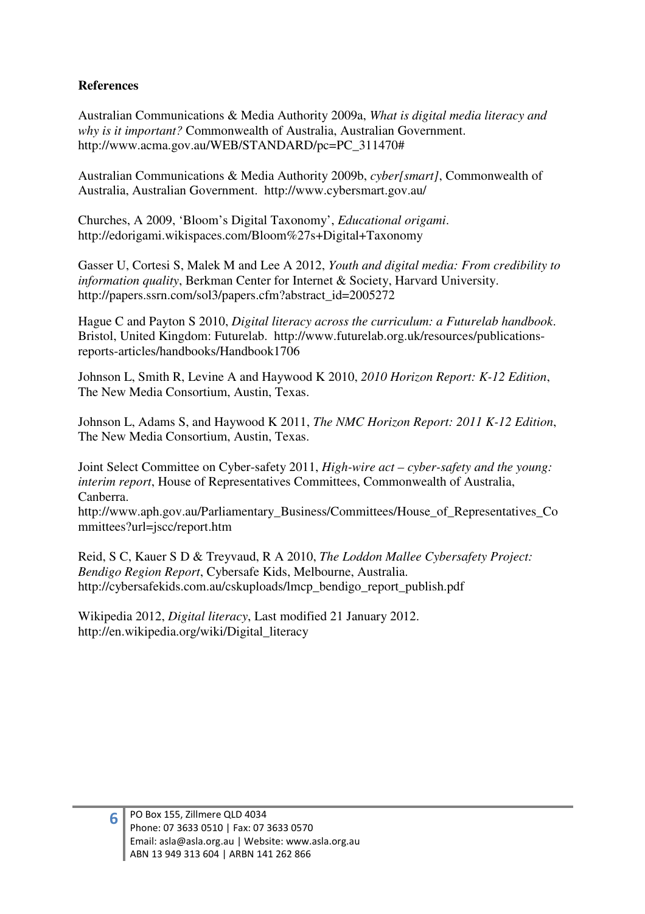**References**

Australian Communications & Media Authority 2009a, *What is digital media literacy and why is it important?* Commonwealth of Australia, Australian Government. http://www.acma.gov.au/WEB/STANDARD/pc=PC_311470#

Australian Communications & Media Authority 2009b, *cyber[smart]*, Commonwealth of Australia, Australian Government. http://www.cybersmart.gov.au/

Churches, A 2009, 'Bloom's Digital Taxonomy', *Educational origami*. http://edorigami.wikispaces.com/Bloom%27s+Digital+Taxonomy

Gasser U, Cortesi S, Malek M and Lee A 2012, *Youth and digital media: From credibility to information quality*, Berkman Center for Internet & Society, Harvard University. http://papers.ssrn.com/sol3/papers.cfm?abstract_id=2005272

Hague C and Payton S 2010, *Digital literacy across the curriculum: a Futurelab handbook*. Bristol, United Kingdom: Futurelab. http://www.futurelab.org.uk/resources/publications-reports-articles/handbooks/Handbook1706

Johnson L, Smith R, Levine A and Haywood K 2010, *2010 Horizon Report: K-12 Edition*, The New Media Consortium, Austin, Texas.

Johnson L, Adams S, and Haywood K 2011, *The NMC Horizon Report: 2011 K-12 Edition*, The New Media Consortium, Austin, Texas.

Joint Select Committee on Cyber-safety 2011, *High-wire act – cyber-safety and the young: interim report*, House of Representatives Committees, Commonwealth of Australia, Canberra.
http://www.aph.gov.au/Parliamentary_Business/Committees/House_of_Representatives_Committees?url=jscc/report.htm

Reid, S C, Kauer S D & Treyvaud, R A 2010, *The Loddon Mallee Cybersafety Project: Bendigo Region Report*, Cybersafe Kids, Melbourne, Australia. http://cybersafekids.com.au/cskuploads/lmcp_bendigo_report_publish.pdf

Wikipedia 2012, *Digital literacy*, Last modified 21 January 2012. http://en.wikipedia.org/wiki/Digital_literacy